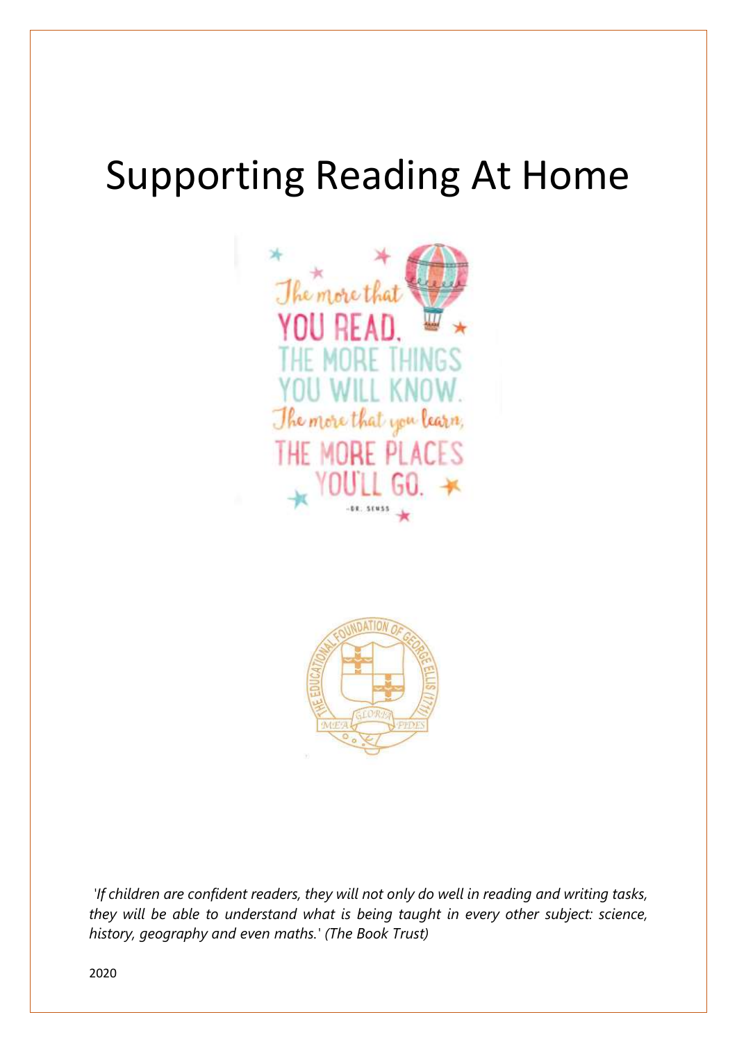# Supporting Reading At Home

The more that YOU READ, THE MORE THINGS YOU WILL KNOW. The more that you learn, THE MORE PLACES YOU'LL GO. -DR. SEUSS

*'If children are confident readers, they will not only do well in reading and writing tasks, they will be able to understand what is being taught in every other subject: science, history, geography and even maths.' (The Book Trust)*

2020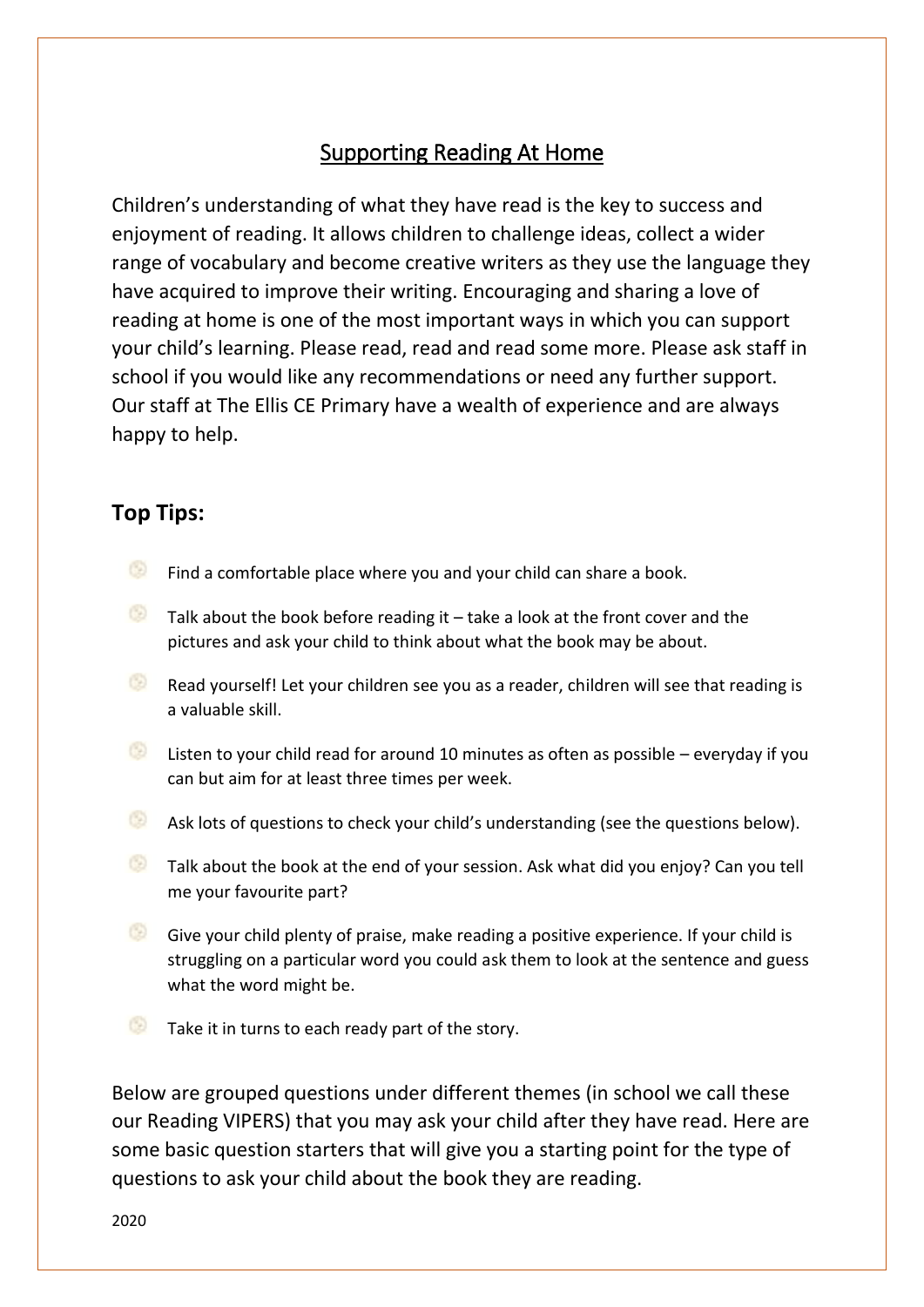## Supporting Reading At Home

Children's understanding of what they have read is the key to success and enjoyment of reading. It allows children to challenge ideas, collect a wider range of vocabulary and become creative writers as they use the language they have acquired to improve their writing. Encouraging and sharing a love of reading at home is one of the most important ways in which you can support your child's learning. Please read, read and read some more. Please ask staff in school if you would like any recommendations or need any further support. Our staff at The Ellis CE Primary have a wealth of experience and are always happy to help.

### Top Tips:

- Find a comfortable place where you and your child can share a book.
- Talk about the book before reading it – take a look at the front cover and the pictures and ask your child to think about what the book may be about.
- Read yourself! Let your children see you as a reader, children will see that reading is a valuable skill.
- Listen to your child read for around 10 minutes as often as possible – everyday if you can but aim for at least three times per week.
- Ask lots of questions to check your child's understanding (see the questions below).
- Talk about the book at the end of your session. Ask what did you enjoy? Can you tell me your favourite part?
- Give your child plenty of praise, make reading a positive experience. If your child is struggling on a particular word you could ask them to look at the sentence and guess what the word might be.
- Take it in turns to each ready part of the story.

Below are grouped questions under different themes (in school we call these our Reading VIPERS) that you may ask your child after they have read. Here are some basic question starters that will give you a starting point for the type of questions to ask your child about the book they are reading.

2020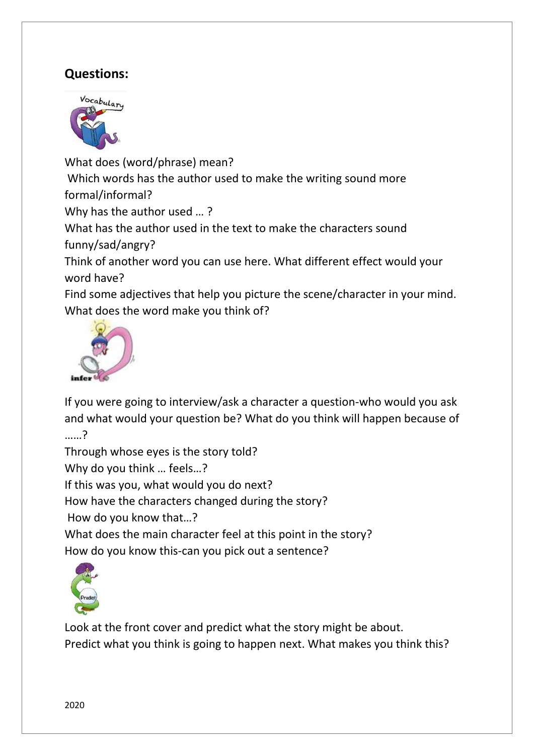## Questions:

What does (word/phrase) mean?
Which words has the author used to make the writing sound more formal/informal?
Why has the author used … ?
What has the author used in the text to make the characters sound funny/sad/angry?
Think of another word you can use here. What different effect would your word have?
Find some adjectives that help you picture the scene/character in your mind.
What does the word make you think of?

If you were going to interview/ask a character a question-who would you ask and what would your question be? What do you think will happen because of ……?
Through whose eyes is the story told?
Why do you think … feels…?
If this was you, what would you do next?
How have the characters changed during the story?
How do you know that…?
What does the main character feel at this point in the story?
How do you know this-can you pick out a sentence?

Look at the front cover and predict what the story might be about.
Predict what you think is going to happen next. What makes you think this?

2020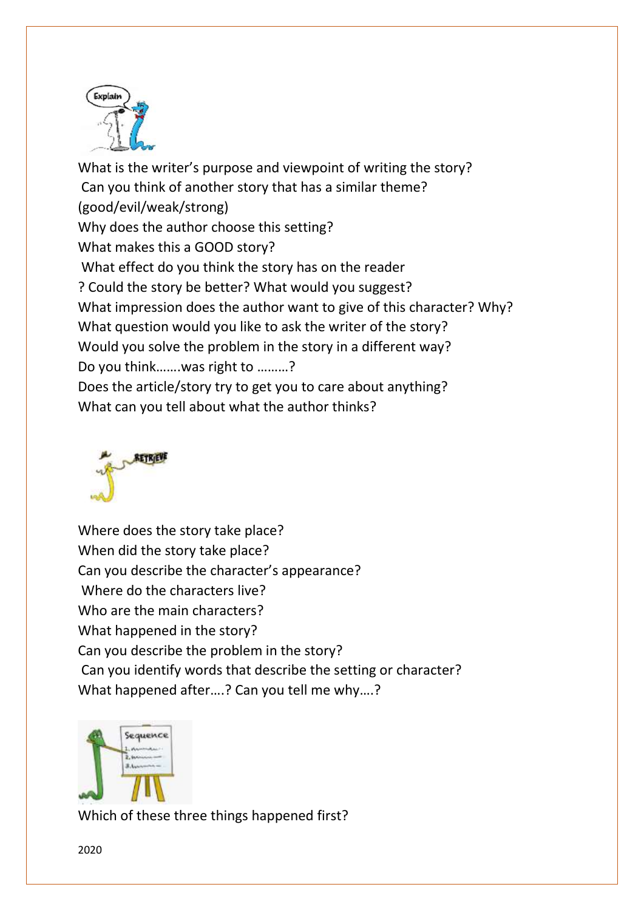Explain

What is the writer's purpose and viewpoint of writing the story?
Can you think of another story that has a similar theme? (good/evil/weak/strong)
Why does the author choose this setting?
What makes this a GOOD story?
What effect do you think the story has on the reader? Could the story be better? What would you suggest?
What impression does the author want to give of this character? Why?
What question would you like to ask the writer of the story?
Would you solve the problem in the story in a different way?
Do you think…….was right to ………?
Does the article/story try to get you to care about anything?
What can you tell about what the author thinks?

RETRIEVE

Where does the story take place?
When did the story take place?
Can you describe the character's appearance?
Where do the characters live?
Who are the main characters?
What happened in the story?
Can you describe the problem in the story?
Can you identify words that describe the setting or character?
What happened after….? Can you tell me why….?

Sequence

Which of these three things happened first?

2020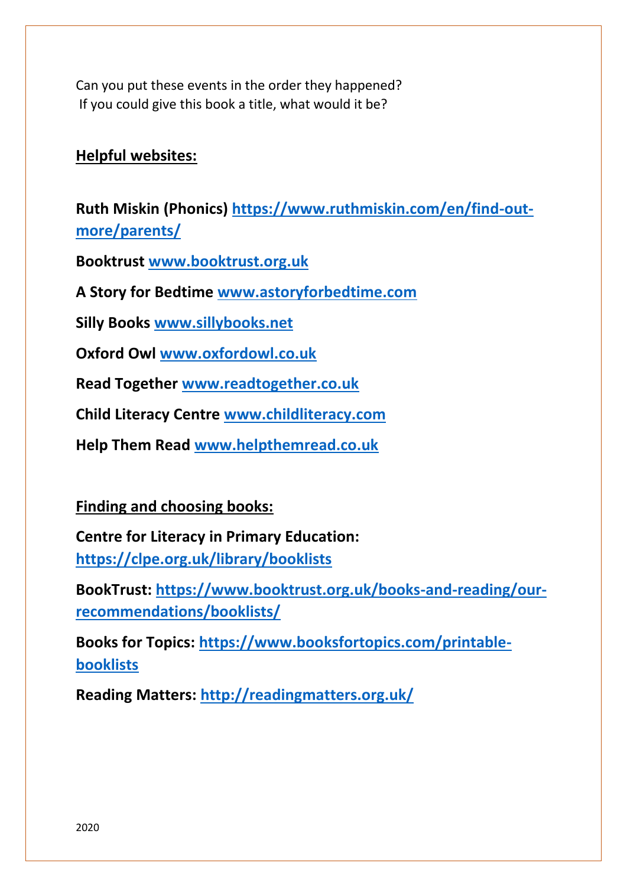Can you put these events in the order they happened?
If you could give this book a title, what would it be?

**Helpful websites:**

**Ruth Miskin (Phonics)** https://www.ruthmiskin.com/en/find-out-more/parents/

**Booktrust** www.booktrust.org.uk

**A Story for Bedtime** www.astoryforbedtime.com

**Silly Books** www.sillybooks.net

**Oxford Owl** www.oxfordowl.co.uk

**Read Together** www.readtogether.co.uk

**Child Literacy Centre** www.childliteracy.com

**Help Them Read** www.helpthemread.co.uk

**Finding and choosing books:**

**Centre for Literacy in Primary Education:** https://clpe.org.uk/library/booklists

**BookTrust:** https://www.booktrust.org.uk/books-and-reading/our-recommendations/booklists/

**Books for Topics:** https://www.booksfortopics.com/printable-booklists

**Reading Matters:** http://readingmatters.org.uk/

2020